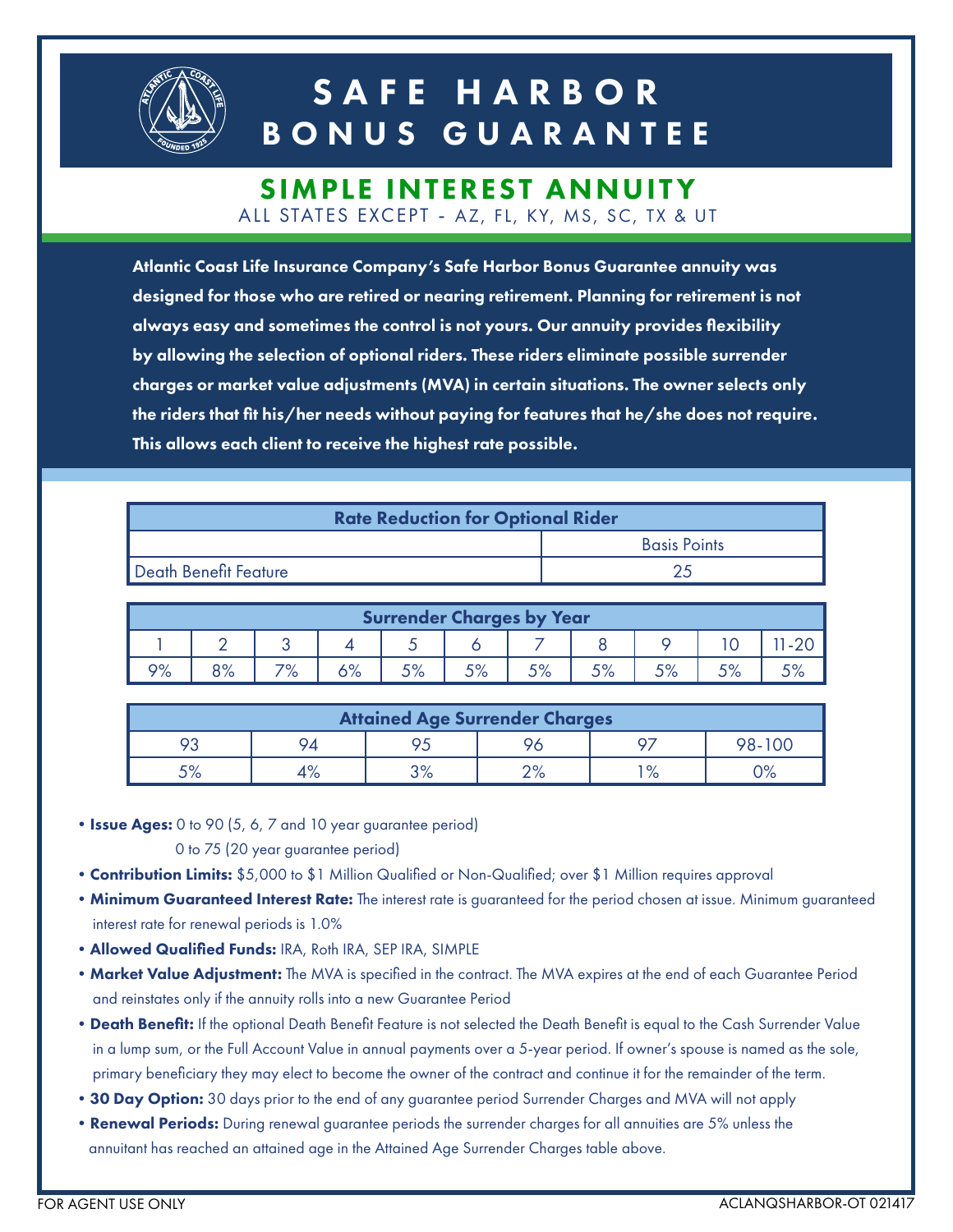# SAFE HARBOR BONUS GUARANTEE

## SIMPLE INTEREST ANNUITY

ALL STATES EXCEPT - AZ, FL, KY, MS, SC, TX & UT

**Atlantic Coast Life Insurance Company's Safe Harbor Bonus Guarantee annuity was designed for those who are retired or nearing retirement. Planning for retirement is not always easy and sometimes the control is not yours. Our annuity provides flexibility by allowing the selection of optional riders. These riders eliminate possible surrender charges or market value adjustments (MVA) in certain situations. The owner selects only the riders that fit his/her needs without paying for features that he/she does not require. This allows each client to receive the highest rate possible.**

| Rate Reduction for Optional Rider | |
|---|---|
| | Basis Points |
| Death Benefit Feature | 25 |

| Surrender Charges by Year | | | | | | | | | | |
|---|---|---|---|---|---|---|---|---|---|---|
| 1 | 2 | 3 | 4 | 5 | 6 | 7 | 8 | 9 | 10 | 11-20 |
| 9% | 8% | 7% | 6% | 5% | 5% | 5% | 5% | 5% | 5% | 5% |

| Attained Age Surrender Charges | | | | | |
|---|---|---|---|---|---|
| 93 | 94 | 95 | 96 | 97 | 98-100 |
| 5% | 4% | 3% | 2% | 1% | 0% |

- **Issue Ages:** 0 to 90 (5, 6, 7 and 10 year guarantee period)
  0 to 75 (20 year guarantee period)
- **Contribution Limits:** $5,000 to $1 Million Qualified or Non-Qualified; over $1 Million requires approval
- **Minimum Guaranteed Interest Rate:** The interest rate is guaranteed for the period chosen at issue. Minimum guaranteed interest rate for renewal periods is 1.0%
- **Allowed Qualified Funds:** IRA, Roth IRA, SEP IRA, SIMPLE
- **Market Value Adjustment:** The MVA is specified in the contract. The MVA expires at the end of each Guarantee Period and reinstates only if the annuity rolls into a new Guarantee Period
- **Death Benefit:** If the optional Death Benefit Feature is not selected the Death Benefit is equal to the Cash Surrender Value in a lump sum, or the Full Account Value in annual payments over a 5-year period. If owner's spouse is named as the sole, primary beneficiary they may elect to become the owner of the contract and continue it for the remainder of the term.
- **30 Day Option:** 30 days prior to the end of any guarantee period Surrender Charges and MVA will not apply
- **Renewal Periods:** During renewal guarantee periods the surrender charges for all annuities are 5% unless the annuitant has reached an attained age in the Attained Age Surrender Charges table above.

FOR AGENT USE ONLY

ACLANQSHARBOR-OT 021417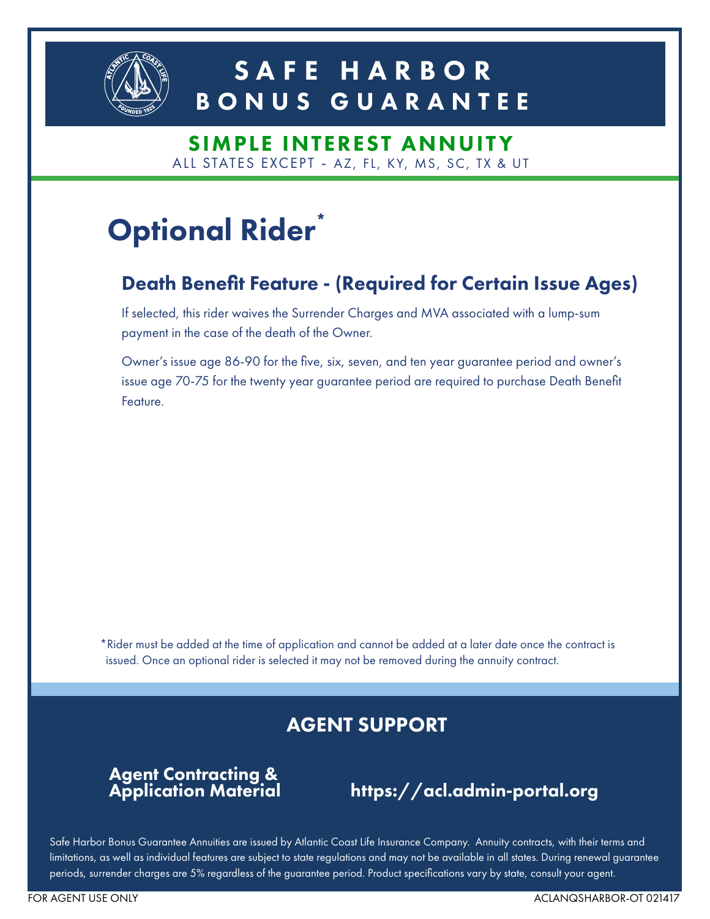# SAFE HARBOR BONUS GUARANTEE

## SIMPLE INTEREST ANNUITY

ALL STATES EXCEPT - AZ, FL, KY, MS, SC, TX & UT

# Optional Rider*

### Death Benefit Feature - (Required for Certain Issue Ages)

If selected, this rider waives the Surrender Charges and MVA associated with a lump-sum payment in the case of the death of the Owner.

Owner's issue age 86-90 for the five, six, seven, and ten year guarantee period and owner's issue age 70-75 for the twenty year guarantee period are required to purchase Death Benefit Feature.

*Rider must be added at the time of application and cannot be added at a later date once the contract is issued. Once an optional rider is selected it may not be removed during the annuity contract.

## AGENT SUPPORT

**Agent Contracting & Application Material** **https://acl.admin-portal.org**

Safe Harbor Bonus Guarantee Annuities are issued by Atlantic Coast Life Insurance Company. Annuity contracts, with their terms and limitations, as well as individual features are subject to state regulations and may not be available in all states. During renewal guarantee periods, surrender charges are 5% regardless of the guarantee period. Product specifications vary by state, consult your agent.

FOR AGENT USE ONLY ACLANQSHARBOR-OT 021417